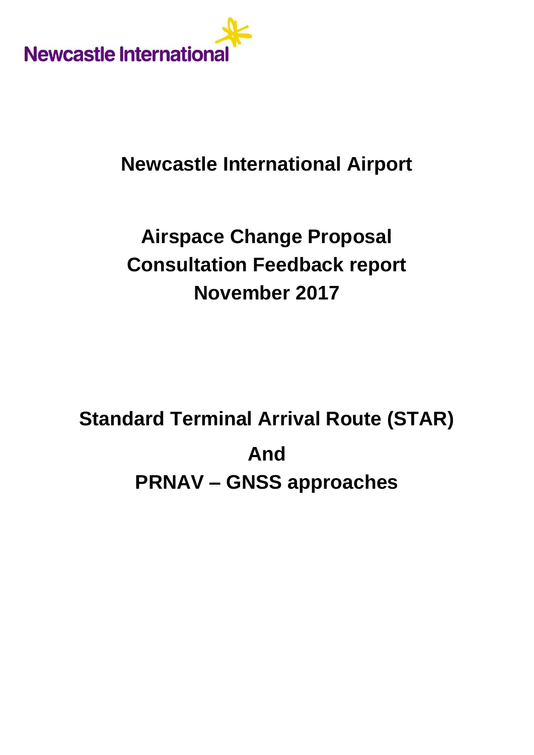Newcastle International

# Newcastle International Airport

## Airspace Change Proposal
## Consultation Feedback report
## November 2017

## Standard Terminal Arrival Route (STAR)
## And
## PRNAV – GNSS approaches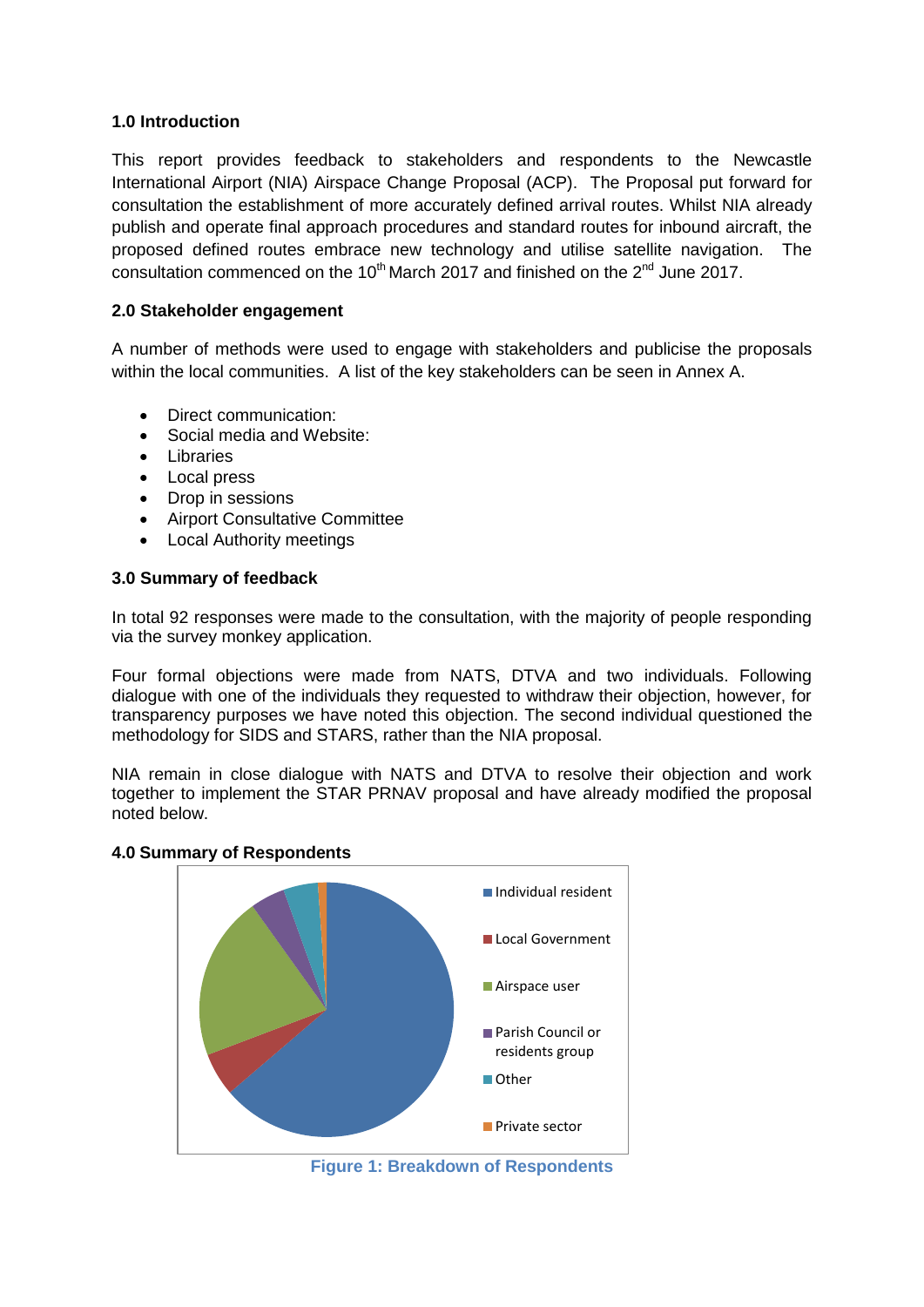## 1.0 Introduction

This report provides feedback to stakeholders and respondents to the Newcastle International Airport (NIA) Airspace Change Proposal (ACP). The Proposal put forward for consultation the establishment of more accurately defined arrival routes. Whilst NIA already publish and operate final approach procedures and standard routes for inbound aircraft, the proposed defined routes embrace new technology and utilise satellite navigation. The consultation commenced on the 10th March 2017 and finished on the 2nd June 2017.

## 2.0 Stakeholder engagement

A number of methods were used to engage with stakeholders and publicise the proposals within the local communities. A list of the key stakeholders can be seen in Annex A.

- Direct communication:
- Social media and Website:
- Libraries
- Local press
- Drop in sessions
- Airport Consultative Committee
- Local Authority meetings

## 3.0 Summary of feedback

In total 92 responses were made to the consultation, with the majority of people responding via the survey monkey application.

Four formal objections were made from NATS, DTVA and two individuals. Following dialogue with one of the individuals they requested to withdraw their objection, however, for transparency purposes we have noted this objection. The second individual questioned the methodology for SIDS and STARS, rather than the NIA proposal.

NIA remain in close dialogue with NATS and DTVA to resolve their objection and work together to implement the STAR PRNAV proposal and have already modified the proposal noted below.

## 4.0 Summary of Respondents

Individual resident
Local Government
Airspace user
Parish Council or residents group
Other
Private sector

**Figure 1: Breakdown of Respondents**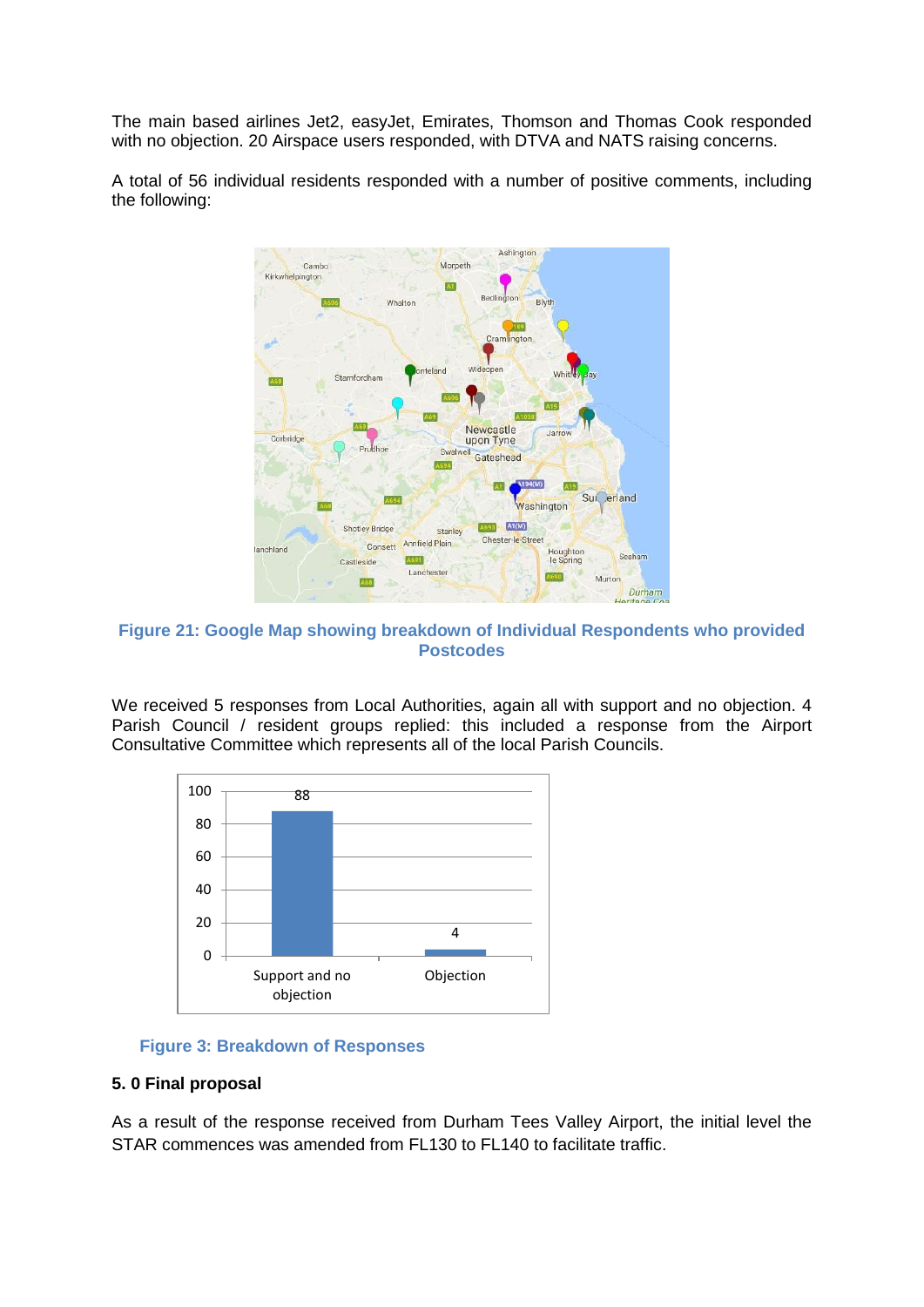The main based airlines Jet2, easyJet, Emirates, Thomson and Thomas Cook responded with no objection. 20 Airspace users responded, with DTVA and NATS raising concerns.

A total of 56 individual residents responded with a number of positive comments, including the following:

**Figure 21: Google Map showing breakdown of Individual Respondents who provided Postcodes**

We received 5 responses from Local Authorities, again all with support and no objection. 4 Parish Council / resident groups replied: this included a response from the Airport Consultative Committee which represents all of the local Parish Councils.

| Response | Count |
|---|---|
| Support and no objection | 88 |
| Objection | 4 |

**Figure 3: Breakdown of Responses**

### 5. 0 Final proposal

As a result of the response received from Durham Tees Valley Airport, the initial level the STAR commences was amended from FL130 to FL140 to facilitate traffic.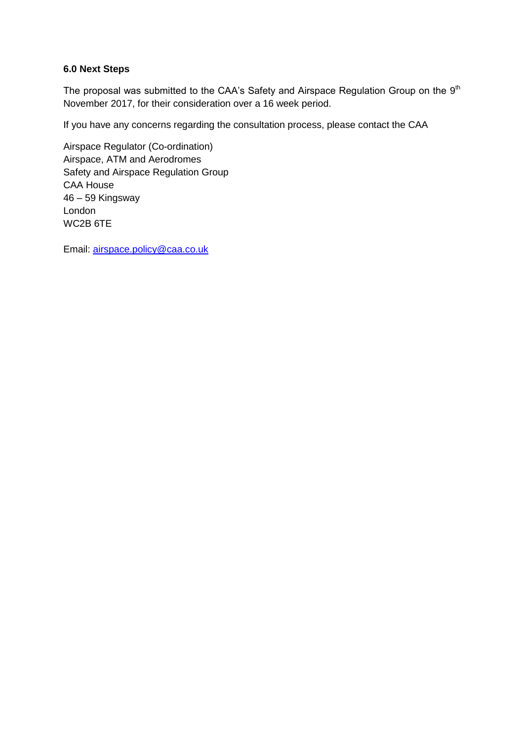### 6.0 Next Steps

The proposal was submitted to the CAA's Safety and Airspace Regulation Group on the 9th November 2017, for their consideration over a 16 week period.

If you have any concerns regarding the consultation process, please contact the CAA

Airspace Regulator (Co-ordination)
Airspace, ATM and Aerodromes
Safety and Airspace Regulation Group
CAA House
46 – 59 Kingsway
London
WC2B 6TE

Email: airspace.policy@caa.co.uk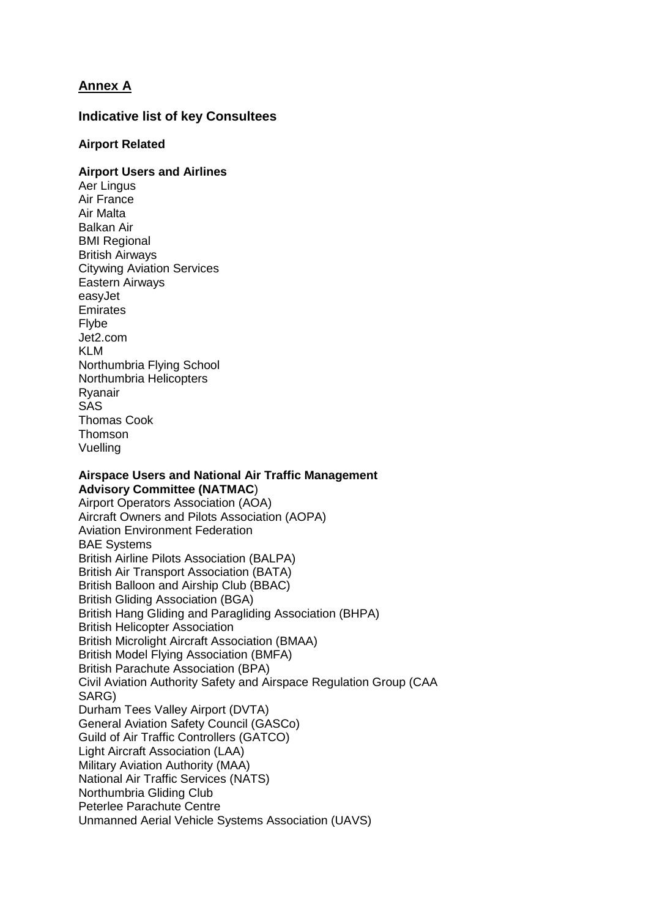## Annex A

### Indicative list of key Consultees

**Airport Related**

**Airport Users and Airlines**

Aer Lingus
Air France
Air Malta
Balkan Air
BMI Regional
British Airways
Citywing Aviation Services
Eastern Airways
easyJet
Emirates
Flybe
Jet2.com
KLM
Northumbria Flying School
Northumbria Helicopters
Ryanair
SAS
Thomas Cook
Thomson
Vuelling

**Airspace Users and National Air Traffic Management Advisory Committee (NATMAC**)

Airport Operators Association (AOA)
Aircraft Owners and Pilots Association (AOPA)
Aviation Environment Federation
BAE Systems
British Airline Pilots Association (BALPA)
British Air Transport Association (BATA)
British Balloon and Airship Club (BBAC)
British Gliding Association (BGA)
British Hang Gliding and Paragliding Association (BHPA)
British Helicopter Association
British Microlight Aircraft Association (BMAA)
British Model Flying Association (BMFA)
British Parachute Association (BPA)
Civil Aviation Authority Safety and Airspace Regulation Group (CAA SARG)
Durham Tees Valley Airport (DVTA)
General Aviation Safety Council (GASCo)
Guild of Air Traffic Controllers (GATCO)
Light Aircraft Association (LAA)
Military Aviation Authority (MAA)
National Air Traffic Services (NATS)
Northumbria Gliding Club
Peterlee Parachute Centre
Unmanned Aerial Vehicle Systems Association (UAVS)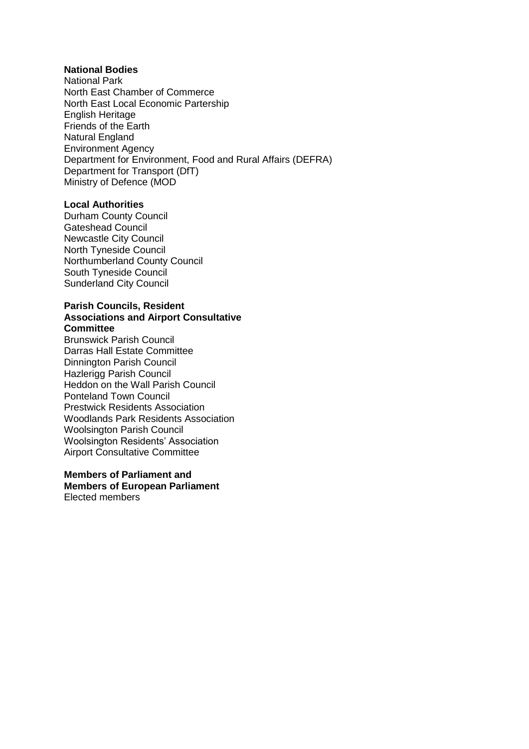**National Bodies**
National Park
North East Chamber of Commerce
North East Local Economic Partership
English Heritage
Friends of the Earth
Natural England
Environment Agency
Department for Environment, Food and Rural Affairs (DEFRA)
Department for Transport (DfT)
Ministry of Defence (MOD

**Local Authorities**
Durham County Council
Gateshead Council
Newcastle City Council
North Tyneside Council
Northumberland County Council
South Tyneside Council
Sunderland City Council

**Parish Councils, Resident Associations and Airport Consultative Committee**
Brunswick Parish Council
Darras Hall Estate Committee
Dinnington Parish Council
Hazlerigg Parish Council
Heddon on the Wall Parish Council
Ponteland Town Council
Prestwick Residents Association
Woodlands Park Residents Association
Woolsington Parish Council
Woolsington Residents' Association
Airport Consultative Committee

**Members of Parliament and Members of European Parliament**
Elected members